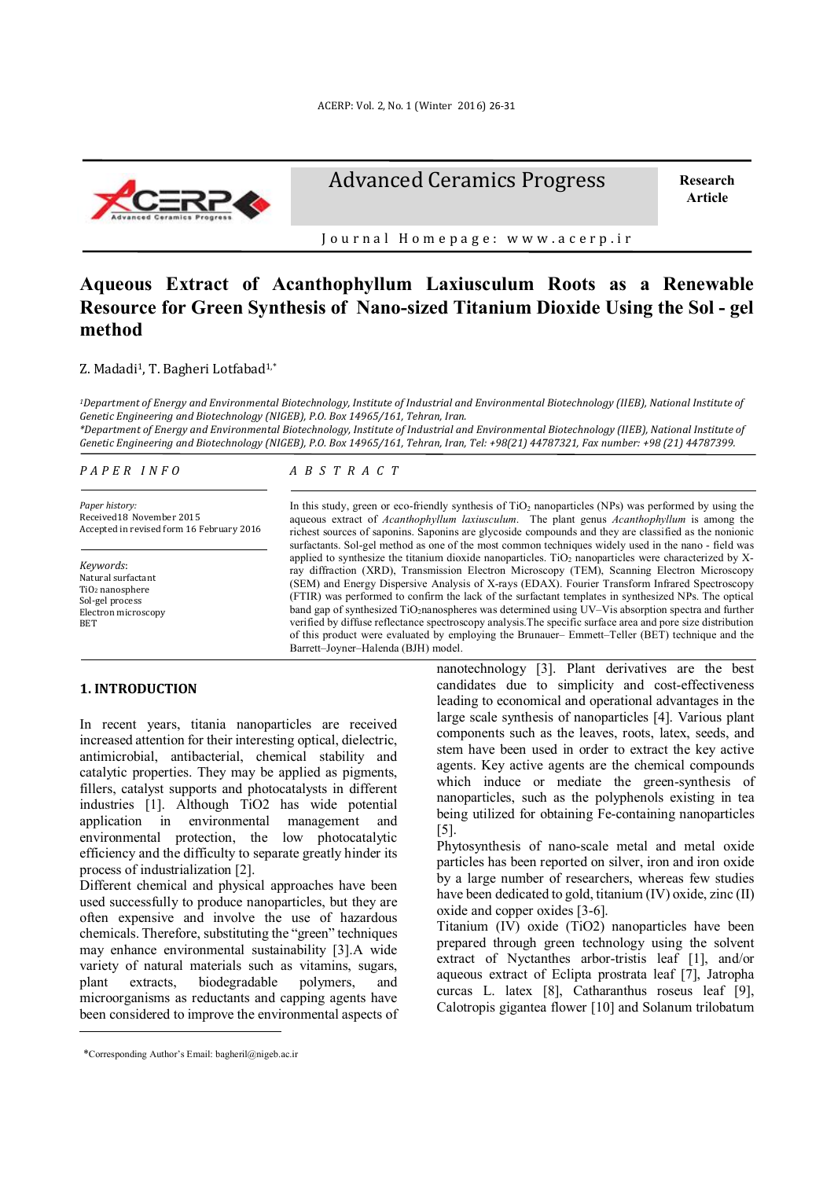Advanced Ceramics Progress

Research Article

Journal Homepage: www.acerp.ir

# Aqueous Extract of Acanthophyllum Laxiusculum Roots as a Renewable Resource for Green Synthesis of Nano-sized Titanium Dioxide Using the Sol - gel method

Z. Madadi[1], T. Bagheri Lotfabad[1,*]

[1]*Department of Energy and Environmental Biotechnology, Institute of Industrial and Environmental Biotechnology (IIEB), National Institute of Genetic Engineering and Biotechnology (NIGEB), P.O. Box 14965/161, Tehran, Iran.*

*\*Department of Energy and Environmental Biotechnology, Institute of Industrial and Environmental Biotechnology (IIEB), National Institute of Genetic Engineering and Biotechnology (NIGEB), P.O. Box 14965/161, Tehran, Iran, Tel: +98(21) 44787321, Fax number: +98 (21) 44787399.*

**PAPER INFO**

*Paper history:*
Received 18 November 2015
Accepted in revised form 16 February 2016

*Keywords*:
Natural surfactant
$TiO_2$ nanosphere
Sol-gel process
Electron microscopy
BET

**ABSTRACT**

In this study, green or eco-friendly synthesis of $TiO_2$ nanoparticles (NPs) was performed by using the aqueous extract of *Acanthophyllum laxiusculum*. The plant genus *Acanthophyllum* is among the richest sources of saponins. Saponins are glycoside compounds and they are classified as the nonionic surfactants. Sol-gel method as one of the most common techniques widely used in the nano - field was applied to synthesize the titanium dioxide nanoparticles. $TiO_2$ nanoparticles were characterized by X-ray diffraction (XRD), Transmission Electron Microscopy (TEM), Scanning Electron Microscopy (SEM) and Energy Dispersive Analysis of X-rays (EDAX). Fourier Transform Infrared Spectroscopy (FTIR) was performed to confirm the lack of the surfactant templates in synthesized NPs. The optical band gap of synthesized $TiO_2$ nanospheres was determined using UV–Vis absorption spectra and further verified by diffuse reflectance spectroscopy analysis. The specific surface area and pore size distribution of this product were evaluated by employing the Brunauer– Emmett–Teller (BET) technique and the Barrett–Joyner–Halenda (BJH) model.

## 1. INTRODUCTION

In recent years, titania nanoparticles are received increased attention for their interesting optical, dielectric, antimicrobial, antibacterial, chemical stability and catalytic properties. They may be applied as pigments, fillers, catalyst supports and photocatalysts in different industries [1]. Although TiO2 has wide potential application in environmental management and environmental protection, the low photocatalytic efficiency and the difficulty to separate greatly hinder its process of industrialization [2].

Different chemical and physical approaches have been used successfully to produce nanoparticles, but they are often expensive and involve the use of hazardous chemicals. Therefore, substituting the "green" techniques may enhance environmental sustainability [3].A wide variety of natural materials such as vitamins, sugars, plant extracts, biodegradable polymers, and microorganisms as reductants and capping agents have been considered to improve the environmental aspects of nanotechnology [3]. Plant derivatives are the best candidates due to simplicity and cost-effectiveness leading to economical and operational advantages in the large scale synthesis of nanoparticles [4]. Various plant components such as the leaves, roots, latex, seeds, and stem have been used in order to extract the key active agents. Key active agents are the chemical compounds which induce or mediate the green-synthesis of nanoparticles, such as the polyphenols existing in tea being utilized for obtaining Fe-containing nanoparticles [5].

Phytosynthesis of nano-scale metal and metal oxide particles has been reported on silver, iron and iron oxide by a large number of researchers, whereas few studies have been dedicated to gold, titanium (IV) oxide, zinc (II) oxide and copper oxides [3-6].

Titanium (IV) oxide (TiO2) nanoparticles have been prepared through green technology using the solvent extract of Nyctanthes arbor-tristis leaf [1], and/or aqueous extract of Eclipta prostrata leaf [7], Jatropha curcas L. latex [8], Catharanthus roseus leaf [9], Calotropis gigantea flower [10] and Solanum trilobatum

*Corresponding Author's Email: bagheril@nigeb.ac.ir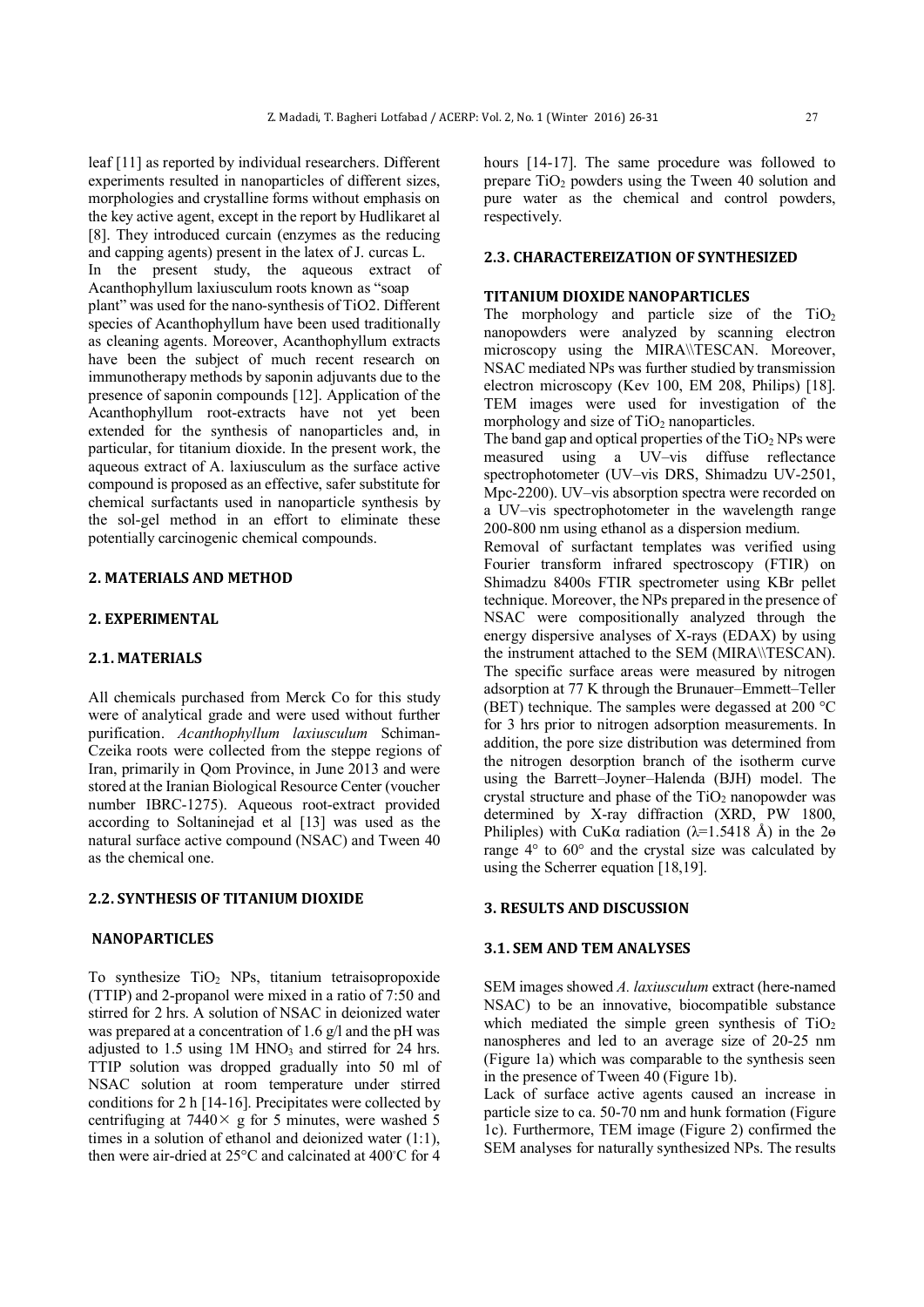leaf [11] as reported by individual researchers. Different experiments resulted in nanoparticles of different sizes, morphologies and crystalline forms without emphasis on the key active agent, except in the report by Hudlikaret al [8]. They introduced curcain (enzymes as the reducing and capping agents) present in the latex of J. curcas L.

In the present study, the aqueous extract of Acanthophyllum laxiusculum roots known as "soap plant" was used for the nano-synthesis of TiO2. Different species of Acanthophyllum have been used traditionally as cleaning agents. Moreover, Acanthophyllum extracts have been the subject of much recent research on immunotherapy methods by saponin adjuvants due to the presence of saponin compounds [12]. Application of the Acanthophyllum root-extracts have not yet been extended for the synthesis of nanoparticles and, in particular, for titanium dioxide. In the present work, the aqueous extract of A. laxiusculum as the surface active compound is proposed as an effective, safer substitute for chemical surfactants used in nanoparticle synthesis by the sol-gel method in an effort to eliminate these potentially carcinogenic chemical compounds.

## 2. MATERIALS AND METHOD

## 2. EXPERIMENTAL

### 2.1. MATERIALS

All chemicals purchased from Merck Co for this study were of analytical grade and were used without further purification. *Acanthophyllum laxiusculum* Schiman-Czeika roots were collected from the steppe regions of Iran, primarily in Qom Province, in June 2013 and were stored at the Iranian Biological Resource Center (voucher number IBRC-1275). Aqueous root-extract provided according to Soltaninejad et al [13] was used as the natural surface active compound (NSAC) and Tween 40 as the chemical one.

### 2.2. SYNTHESIS OF TITANIUM DIOXIDE NANOPARTICLES

To synthesize $TiO_2$ NPs, titanium tetraisopropoxide (TTIP) and 2-propanol were mixed in a ratio of 7:50 and stirred for 2 hrs. A solution of NSAC in deionized water was prepared at a concentration of 1.6 g/l and the pH was adjusted to 1.5 using 1M $HNO_3$ and stirred for 24 hrs. TTIP solution was dropped gradually into 50 ml of NSAC solution at room temperature under stirred conditions for 2 h [14-16]. Precipitates were collected by centrifuging at 7440× g for 5 minutes, were washed 5 times in a solution of ethanol and deionized water (1:1), then were air-dried at 25°C and calcinated at 400°C for 4 hours [14-17]. The same procedure was followed to prepare $TiO_2$ powders using the Tween 40 solution and pure water as the chemical and control powders, respectively.

### 2.3. CHARACTEREIZATION OF SYNTHESIZED TITANIUM DIOXIDE NANOPARTICLES

The morphology and particle size of the $TiO_2$ nanopowders were analyzed by scanning electron microscopy using the MIRA\\TESCAN. Moreover, NSAC mediated NPs was further studied by transmission electron microscopy (Kev 100, EM 208, Philips) [18]. TEM images were used for investigation of the morphology and size of $TiO_2$ nanoparticles.

The band gap and optical properties of the $TiO_2$ NPs were measured using a UV–vis diffuse reflectance spectrophotometer (UV–vis DRS, Shimadzu UV-2501, Mpc-2200). UV–vis absorption spectra were recorded on a UV–vis spectrophotometer in the wavelength range 200-800 nm using ethanol as a dispersion medium.

Removal of surfactant templates was verified using Fourier transform infrared spectroscopy (FTIR) on Shimadzu 8400s FTIR spectrometer using KBr pellet technique. Moreover, the NPs prepared in the presence of NSAC were compositionally analyzed through the energy dispersive analyses of X-rays (EDAX) by using the instrument attached to the SEM (MIRA\\TESCAN). The specific surface areas were measured by nitrogen adsorption at 77 K through the Brunauer–Emmett–Teller (BET) technique. The samples were degassed at 200 °C for 3 hrs prior to nitrogen adsorption measurements. In addition, the pore size distribution was determined from the nitrogen desorption branch of the isotherm curve using the Barrett–Joyner–Halenda (BJH) model. The crystal structure and phase of the $TiO_2$ nanopowder was determined by X-ray diffraction (XRD, PW 1800, Philiples) with CuKα radiation ($\lambda$=1.5418 Å) in the 2θ range 4° to 60° and the crystal size was calculated by using the Scherrer equation [18,19].

## 3. RESULTS AND DISCUSSION

### 3.1. SEM AND TEM ANALYSES

SEM images showed *A. laxiusculum* extract (here-named NSAC) to be an innovative, biocompatible substance which mediated the simple green synthesis of $TiO_2$ nanospheres and led to an average size of 20-25 nm (Figure 1a) which was comparable to the synthesis seen in the presence of Tween 40 (Figure 1b).

Lack of surface active agents caused an increase in particle size to ca. 50-70 nm and hunk formation (Figure 1c). Furthermore, TEM image (Figure 2) confirmed the SEM analyses for naturally synthesized NPs. The results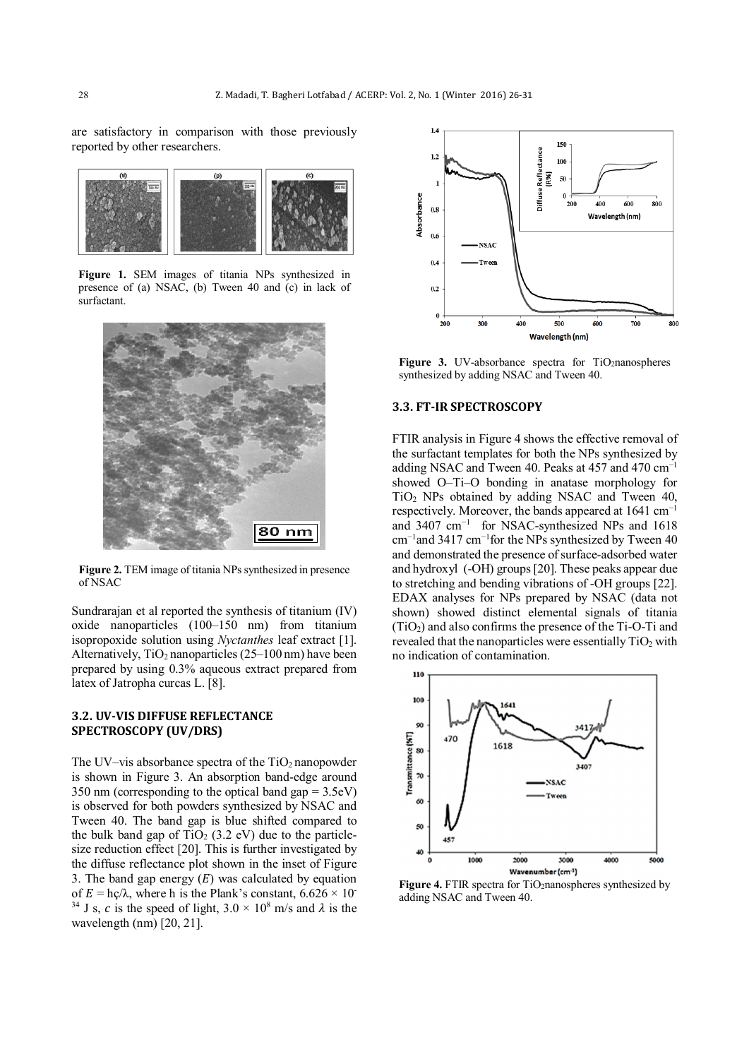are satisfactory in comparison with those previously reported by other researchers.

**Figure 1.** SEM images of titania NPs synthesized in presence of (a) NSAC, (b) Tween 40 and (c) in lack of surfactant.

**Figure 2.** TEM image of titania NPs synthesized in presence of NSAC

Sundrarajan et al reported the synthesis of titanium (IV) oxide nanoparticles (100–150 nm) from titanium isopropoxide solution using *Nyctanthes* leaf extract [1]. Alternatively, $TiO_2$ nanoparticles (25–100 nm) have been prepared by using 0.3% aqueous extract prepared from latex of Jatropha curcas L. [8].

### 3.2. UV-VIS DIFFUSE REFLECTANCE SPECTROSCOPY (UV/DRS)

The UV–vis absorbance spectra of the $TiO_2$ nanopowder is shown in Figure 3. An absorption band-edge around 350 nm (corresponding to the optical band gap = 3.5eV) is observed for both powders synthesized by NSAC and Tween 40. The band gap is blue shifted compared to the bulk band gap of $TiO_2$ (3.2 eV) due to the particle-size reduction effect [20]. This is further investigated by the diffuse reflectance plot shown in the inset of Figure 3. The band gap energy ($E$) was calculated by equation of $E = hς/λ$, where h is the Plank's constant, $6.626 \times 10^{-34}$ J s, $c$ is the speed of light, $3.0 \times 10^{8}$ m/s and $\lambda$ is the wavelength (nm) [20, 21].

**Figure 3.** UV-absorbance spectra for $TiO_2$nanospheres synthesized by adding NSAC and Tween 40.

### 3.3. FT-IR SPECTROSCOPY

FTIR analysis in Figure 4 shows the effective removal of the surfactant templates for both the NPs synthesized by adding NSAC and Tween 40. Peaks at 457 and 470 $cm^{-1}$ showed O–Ti–O bonding in anatase morphology for $TiO_2$ NPs obtained by adding NSAC and Tween 40, respectively. Moreover, the bands appeared at 1641 $cm^{-1}$ and 3407 $cm^{-1}$ for NSAC-synthesized NPs and 1618 $cm^{-1}$and 3417 $cm^{-1}$for the NPs synthesized by Tween 40 and demonstrated the presence of surface-adsorbed water and hydroxyl (-OH) groups [20]. These peaks appear due to stretching and bending vibrations of -OH groups [22]. EDAX analyses for NPs prepared by NSAC (data not shown) showed distinct elemental signals of titania ($TiO_2$) and also confirms the presence of the Ti-O-Ti and revealed that the nanoparticles were essentially $TiO_2$ with no indication of contamination.

**Figure 4.** FTIR spectra for $TiO_2$nanospheres synthesized by adding NSAC and Tween 40.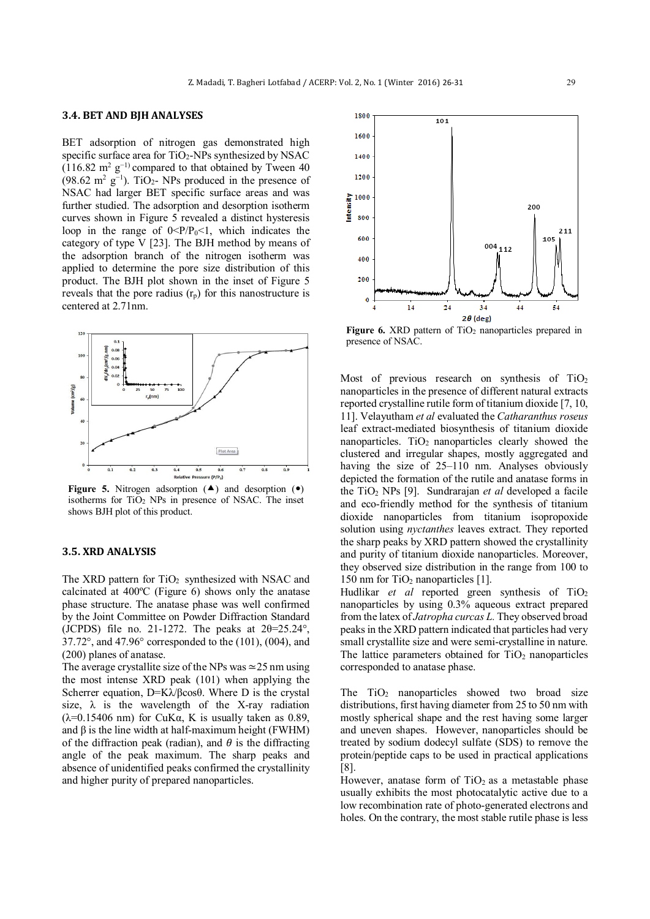### 3.4. BET AND BJH ANALYSES

BET adsorption of nitrogen gas demonstrated high specific surface area for $TiO_2$-NPs synthesized by NSAC ($116.82\ m^2\ g^{-1}$) compared to that obtained by Tween 40 ($98.62\ m^2\ g^{-1}$). $TiO_2$- NPs produced in the presence of NSAC had larger BET specific surface areas and was further studied. The adsorption and desorption isotherm curves shown in Figure 5 revealed a distinct hysteresis loop in the range of $0<P/P_0<1$, which indicates the category of type V [23]. The BJH method by means of the adsorption branch of the nitrogen isotherm was applied to determine the pore size distribution of this product. The BJH plot shown in the inset of Figure 5 reveals that the pore radius ($r_p$) for this nanostructure is centered at 2.71nm.

**Figure 5.** Nitrogen adsorption (▲) and desorption (•) isotherms for $TiO_2$ NPs in presence of NSAC. The inset shows BJH plot of this product.

### 3.5. XRD ANALYSIS

The XRD pattern for $TiO_2$ synthesized with NSAC and calcinated at 400ºC (Figure 6) shows only the anatase phase structure. The anatase phase was well confirmed by the Joint Committee on Powder Diffraction Standard (JCPDS) file no. 21-1272. The peaks at $2\theta$=25.24°, 37.72°, and 47.96° corresponded to the (101), (004), and (200) planes of anatase.

The average crystallite size of the NPs was ≃25 nm using the most intense XRD peak (101) when applying the Scherrer equation, $D=K\lambda/\beta\cos\theta$. Where D is the crystal size, $\lambda$ is the wavelength of the X-ray radiation ($\lambda$=0.15406 nm) for CuKα, K is usually taken as 0.89, and $\beta$ is the line width at half-maximum height (FWHM) of the diffraction peak (radian), and $\theta$ is the diffracting angle of the peak maximum. The sharp peaks and absence of unidentified peaks confirmed the crystallinity and higher purity of prepared nanoparticles.

**Figure 6.** XRD pattern of $TiO_2$ nanoparticles prepared in presence of NSAC.

Most of previous research on synthesis of $TiO_2$ nanoparticles in the presence of different natural extracts reported crystalline rutile form of titanium dioxide [7, 10, 11]. Velayutham *et al* evaluated the *Catharanthus roseus* leaf extract-mediated biosynthesis of titanium dioxide nanoparticles. $TiO_2$ nanoparticles clearly showed the clustered and irregular shapes, mostly aggregated and having the size of 25–110 nm. Analyses obviously depicted the formation of the rutile and anatase forms in the $TiO_2$ NPs [9]. Sundrarajan *et al* developed a facile and eco-friendly method for the synthesis of titanium dioxide nanoparticles from titanium isopropoxide solution using *nyctanthes* leaves extract. They reported the sharp peaks by XRD pattern showed the crystallinity and purity of titanium dioxide nanoparticles. Moreover, they observed size distribution in the range from 100 to 150 nm for $TiO_2$ nanoparticles [1].

Hudlikar *et al* reported green synthesis of $TiO_2$ nanoparticles by using 0.3% aqueous extract prepared from the latex of *Jatropha curcas L.* They observed broad peaks in the XRD pattern indicated that particles had very small crystallite size and were semi-crystalline in nature. The lattice parameters obtained for $TiO_2$ nanoparticles corresponded to anatase phase.

The $TiO_2$ nanoparticles showed two broad size distributions, first having diameter from 25 to 50 nm with mostly spherical shape and the rest having some larger and uneven shapes. However, nanoparticles should be treated by sodium dodecyl sulfate (SDS) to remove the protein/peptide caps to be used in practical applications [8].

However, anatase form of $TiO_2$ as a metastable phase usually exhibits the most photocatalytic active due to a low recombination rate of photo-generated electrons and holes. On the contrary, the most stable rutile phase is less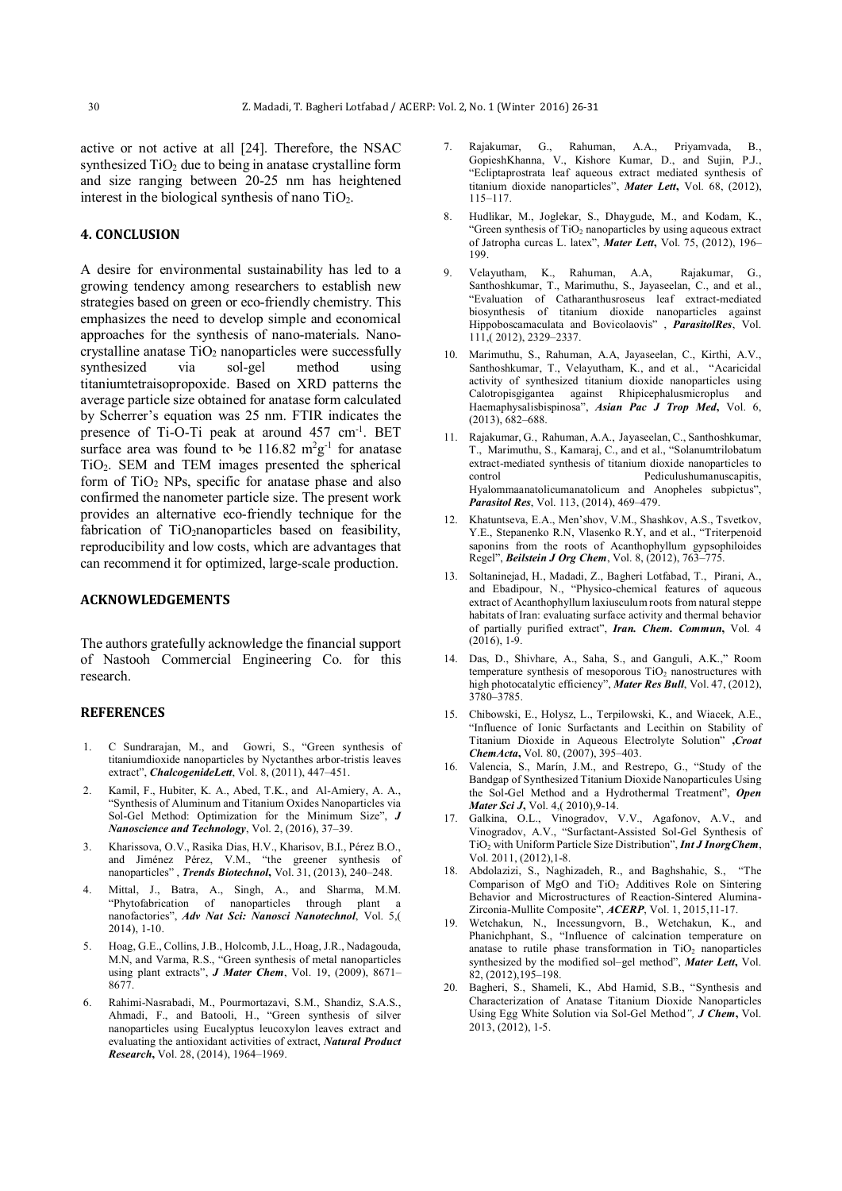active or not active at all [24]. Therefore, the NSAC synthesized $TiO_2$ due to being in anatase crystalline form and size ranging between 20-25 nm has heightened interest in the biological synthesis of nano $TiO_2$.

## 4. CONCLUSION

A desire for environmental sustainability has led to a growing tendency among researchers to establish new strategies based on green or eco-friendly chemistry. This emphasizes the need to develop simple and economical approaches for the synthesis of nano-materials. Nano-crystalline anatase $TiO_2$ nanoparticles were successfully synthesized via sol-gel method using titaniumtetraisopropoxide. Based on XRD patterns the average particle size obtained for anatase form calculated by Scherrer's equation was 25 nm. FTIR indicates the presence of Ti-O-Ti peak at around 457 $cm^{-1}$. BET surface area was found to be 116.82 $m^2g^{-1}$ for anatase $TiO_2$. SEM and TEM images presented the spherical form of $TiO_2$ NPs, specific for anatase phase and also confirmed the nanometer particle size. The present work provides an alternative eco-friendly technique for the fabrication of $TiO_2$nanoparticles based on feasibility, reproducibility and low costs, which are advantages that can recommend it for optimized, large-scale production.

## ACKNOWLEDGEMENTS

The authors gratefully acknowledge the financial support of Nastooh Commercial Engineering Co. for this research.

## REFERENCES

1. C Sundrarajan, M., and Gowri, S., "Green synthesis of titaniumdioxide nanoparticles by Nyctanthes arbor-tristis leaves extract", ***ChalcogenideLett***, Vol. 8, (2011), 447–451.
2. Kamil, F., Hubiter, K. A., Abed, T.K., and Al-Amiery, A. A., "Synthesis of Aluminum and Titanium Oxides Nanoparticles via Sol-Gel Method: Optimization for the Minimum Size", ***J Nanoscience and Technology***, Vol. 2, (2016), 37–39.
3. Kharissova, O.V., Rasika Dias, H.V., Kharisov, B.I., Pérez B.O., and Jiménez Pérez, V.M., "the greener synthesis of nanoparticles" , ***Trends Biotechnol***, Vol. 31, (2013), 240–248.
4. Mittal, J., Batra, A., Singh, A., and Sharma, M.M. "Phytofabrication of nanoparticles through plant a nanofactories", ***Adv Nat Sci: Nanosci Nanotechnol***, Vol. 5,( 2014), 1-10.
5. Hoag, G.E., Collins, J.B., Holcomb, J.L., Hoag, J.R., Nadagouda, M.N, and Varma, R.S., "Green synthesis of metal nanoparticles using plant extracts", ***J Mater Chem***, Vol. 19, (2009), 8671–8677.
6. Rahimi-Nasrabadi, M., Pourmortazavi, S.M., Shandiz, S.A.S., Ahmadi, F., and Batooli, H., "Green synthesis of silver nanoparticles using Eucalyptus leucoxylon leaves extract and evaluating the antioxidant activities of extract, ***Natural Product Research***, Vol. 28, (2014), 1964–1969.
7. Rajakumar, G., Rahuman, A.A., Priyamvada, B., GopieshKhanna, V., Kishore Kumar, D., and Sujin, P.J., "Ecliptaprostrata leaf aqueous extract mediated synthesis of titanium dioxide nanoparticles", ***Mater Lett***, Vol. 68, (2012), 115–117.
8. Hudlikar, M., Joglekar, S., Dhaygude, M., and Kodam, K., "Green synthesis of $TiO_2$ nanoparticles by using aqueous extract of Jatropha curcas L. latex", ***Mater Lett***, Vol. 75, (2012), 196–199.
9. Velayutham, K., Rahuman, A.A, Rajakumar, G., Santhoshkumar, T., Marimuthu, S., Jayaseelan, C., and et al., "Evaluation of Catharanthusroseus leaf extract-mediated biosynthesis of titanium dioxide nanoparticles against Hippoboscamaculata and Bovicolaovis" , ***ParasitolRes***, Vol. 111,( 2012), 2329–2337.
10. Marimuthu, S., Rahuman, A.A, Jayaseelan, C., Kirthi, A.V., Santhoshkumar, T., Velayutham, K., and et al., "Acaricidal activity of synthesized titanium dioxide nanoparticles using Calotropisgigantea against Rhipicephalusmicroplus and Haemaphysalisbispinosa", ***Asian Pac J Trop Med***, Vol. 6, (2013), 682–688.
11. Rajakumar, G., Rahuman, A.A., Jayaseelan, C., Santhoshkumar, T., Marimuthu, S., Kamaraj, C., and et al., "Solanumtrilobatum extract-mediated synthesis of titanium dioxide nanoparticles to control Pediculushumanuscapitis, Hyalommaanatolicumanatolicum and Anopheles subpictus", ***Parasitol Res***, Vol. 113, (2014), 469–479.
12. Khatuntseva, E.A., Men'shov, V.M., Shashkov, A.S., Tsvetkov, Y.E., Stepanenko R.N, Vlasenko R.Y, and et al., "Triterpenoid saponins from the roots of Acanthophyllum gypsophiloides Regel", ***Beilstein J Org Chem***, Vol. 8, (2012), 763–775.
13. Soltaninejad, H., Madadi, Z., Bagheri Lotfabad, T., Pirani, A., and Ebadipour, N., "Physico-chemical features of aqueous extract of Acanthophyllum laxiusculum roots from natural steppe habitats of Iran: evaluating surface activity and thermal behavior of partially purified extract", ***Iran. Chem. Commun***, Vol. 4 (2016), 1-9.
14. Das, D., Shivhare, A., Saha, S., and Ganguli, A.K.," Room temperature synthesis of mesoporous $TiO_2$ nanostructures with high photocatalytic efficiency", ***Mater Res Bull***, Vol. 47, (2012), 3780–3785.
15. Chibowski, E., Holysz, L., Terpilowski, K., and Wiacek, A.E., "Influence of Ionic Surfactants and Lecithin on Stability of Titanium Dioxide in Aqueous Electrolyte Solution" ,***Croat ChemActa***, Vol. 80, (2007), 395–403.
16. Valencia, S., Marín, J.M., and Restrepo, G., "Study of the Bandgap of Synthesized Titanium Dioxide Nanoparticules Using the Sol-Gel Method and a Hydrothermal Treatment", ***Open Mater Sci J***, Vol. 4,( 2010),9-14.
17. Galkina, O.L., Vinogradov, V.V., Agafonov, A.V., and Vinogradov, A.V., "Surfactant-Assisted Sol-Gel Synthesis of $TiO_2$ with Uniform Particle Size Distribution", ***Int J InorgChem***, Vol. 2011, (2012),1-8.
18. Abdolazizi, S., Naghizadeh, R., and Baghshahic, S., "The Comparison of MgO and $TiO_2$ Additives Role on Sintering Behavior and Microstructures of Reaction-Sintered Alumina-Zirconia-Mullite Composite", ***ACERP***, Vol. 1, 2015,11-17.
19. Wetchakun, N., Incessungvorn, B., Wetchakun, K., and Phanichphant, S., "Influence of calcination temperature on anatase to rutile phase transformation in $TiO_2$ nanoparticles synthesized by the modified sol–gel method", ***Mater Lett***, Vol. 82, (2012),195–198.
20. Bagheri, S., Shameli, K., Abd Hamid, S.B., "Synthesis and Characterization of Anatase Titanium Dioxide Nanoparticles Using Egg White Solution via Sol-Gel Method", ***J Chem***, Vol. 2013, (2012), 1-5.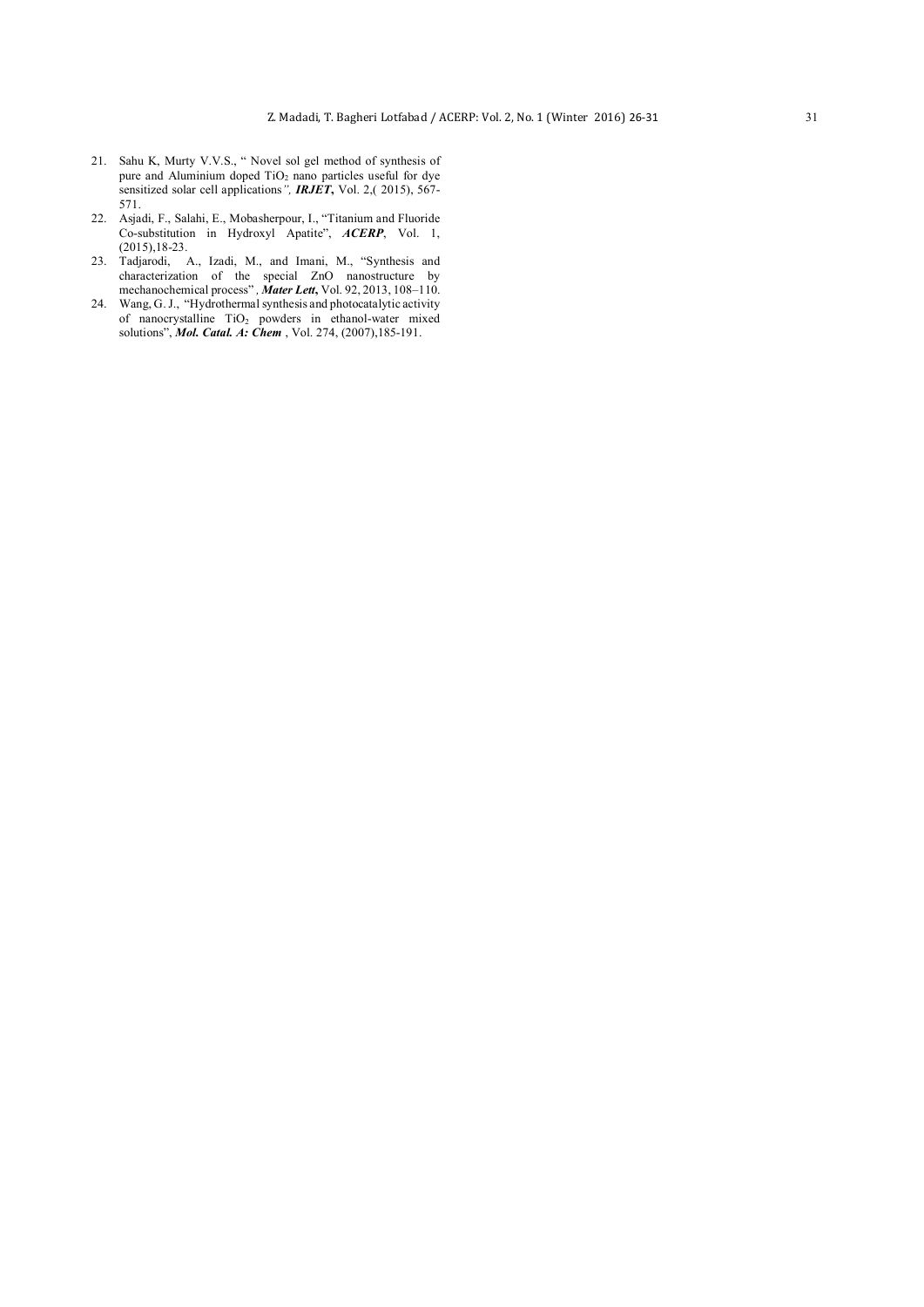21. Sahu K, Murty V.V.S., " Novel sol gel method of synthesis of pure and Aluminium doped $TiO_2$ nano particles useful for dye sensitized solar cell applications*", **IRJET**,* Vol. 2,( 2015), 567-571.
22. Asjadi, F., Salahi, E., Mobasherpour, I., "Titanium and Fluoride Co-substitution in Hydroxyl Apatite", ***ACERP***, Vol. 1, (2015),18-23.
23. Tadjarodi, A., Izadi, M., and Imani, M., "Synthesis and characterization of the special ZnO nanostructure by mechanochemical process" , ***Mater Lett*****,** Vol. 92, 2013, 108–110.
24. Wang, G. J., "Hydrothermal synthesis and photocatalytic activity of nanocrystalline $TiO_2$ powders in ethanol-water mixed solutions", ***Mol. Catal. A: Chem*** , Vol. 274, (2007),185-191.